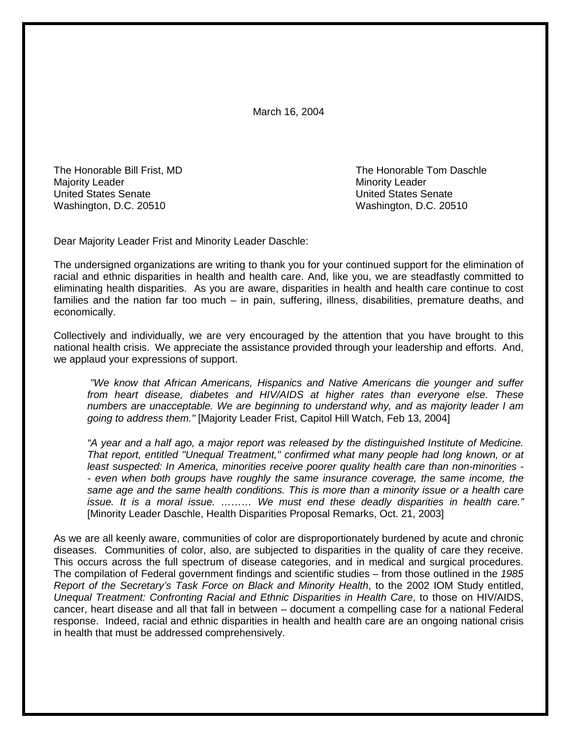March 16, 2004

The Honorable Bill Frist, MD
Majority Leader
United States Senate
Washington, D.C. 20510

The Honorable Tom Daschle
Minority Leader
United States Senate
Washington, D.C. 20510

Dear Majority Leader Frist and Minority Leader Daschle:

The undersigned organizations are writing to thank you for your continued support for the elimination of racial and ethnic disparities in health and health care. And, like you, we are steadfastly committed to eliminating health disparities. As you are aware, disparities in health and health care continue to cost families and the nation far too much – in pain, suffering, illness, disabilities, premature deaths, and economically.

Collectively and individually, we are very encouraged by the attention that you have brought to this national health crisis. We appreciate the assistance provided through your leadership and efforts. And, we applaud your expressions of support.

> *"We know that African Americans, Hispanics and Native Americans die younger and suffer from heart disease, diabetes and HIV/AIDS at higher rates than everyone else. These numbers are unacceptable. We are beginning to understand why, and as majority leader I am going to address them."* [Majority Leader Frist, Capitol Hill Watch, Feb 13, 2004]
>
> *"A year and a half ago, a major report was released by the distinguished Institute of Medicine. That report, entitled "Unequal Treatment," confirmed what many people had long known, or at least suspected: In America, minorities receive poorer quality health care than non-minorities -- even when both groups have roughly the same insurance coverage, the same income, the same age and the same health conditions. This is more than a minority issue or a health care issue. It is a moral issue. ……… We must end these deadly disparities in health care."* [Minority Leader Daschle, Health Disparities Proposal Remarks, Oct. 21, 2003]

As we are all keenly aware, communities of color are disproportionately burdened by acute and chronic diseases. Communities of color, also, are subjected to disparities in the quality of care they receive. This occurs across the full spectrum of disease categories, and in medical and surgical procedures. The compilation of Federal government findings and scientific studies – from those outlined in the *1985 Report of the Secretary's Task Force on Black and Minority Health*, to the 2002 IOM Study entitled, *Unequal Treatment: Confronting Racial and Ethnic Disparities in Health Care*, to those on HIV/AIDS, cancer, heart disease and all that fall in between – document a compelling case for a national Federal response. Indeed, racial and ethnic disparities in health and health care are an ongoing national crisis in health that must be addressed comprehensively.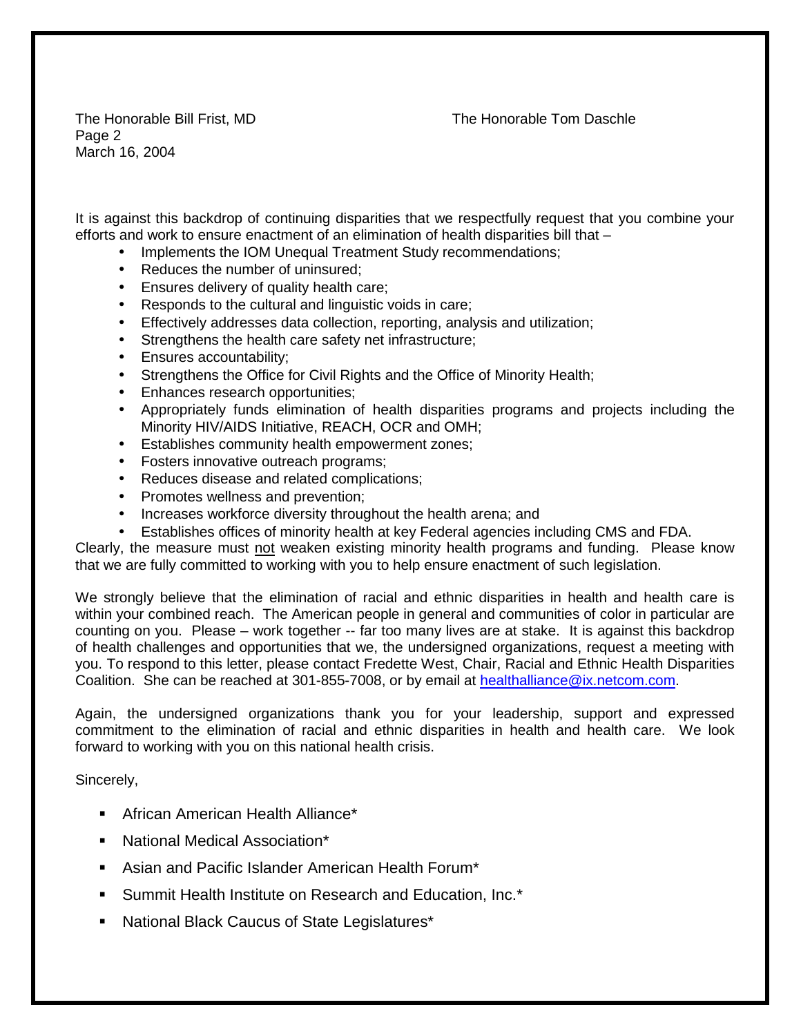It is against this backdrop of continuing disparities that we respectfully request that you combine your efforts and work to ensure enactment of an elimination of health disparities bill that –

- Implements the IOM Unequal Treatment Study recommendations;
- Reduces the number of uninsured;
- Ensures delivery of quality health care;
- Responds to the cultural and linguistic voids in care;
- Effectively addresses data collection, reporting, analysis and utilization;
- Strengthens the health care safety net infrastructure;
- Ensures accountability;
- Strengthens the Office for Civil Rights and the Office of Minority Health;
- Enhances research opportunities;
- Appropriately funds elimination of health disparities programs and projects including the Minority HIV/AIDS Initiative, REACH, OCR and OMH;
- Establishes community health empowerment zones;
- Fosters innovative outreach programs;
- Reduces disease and related complications;
- Promotes wellness and prevention;
- Increases workforce diversity throughout the health arena; and
- Establishes offices of minority health at key Federal agencies including CMS and FDA.

Clearly, the measure must not weaken existing minority health programs and funding. Please know that we are fully committed to working with you to help ensure enactment of such legislation.

We strongly believe that the elimination of racial and ethnic disparities in health and health care is within your combined reach. The American people in general and communities of color in particular are counting on you. Please – work together -- far too many lives are at stake. It is against this backdrop of health challenges and opportunities that we, the undersigned organizations, request a meeting with you. To respond to this letter, please contact Fredette West, Chair, Racial and Ethnic Health Disparities Coalition. She can be reached at 301-855-7008, or by email at healthalliance@ix.netcom.com.

Again, the undersigned organizations thank you for your leadership, support and expressed commitment to the elimination of racial and ethnic disparities in health and health care. We look forward to working with you on this national health crisis.

Sincerely,

- African American Health Alliance*
- National Medical Association*
- Asian and Pacific Islander American Health Forum*
- Summit Health Institute on Research and Education, Inc.*
- National Black Caucus of State Legislatures*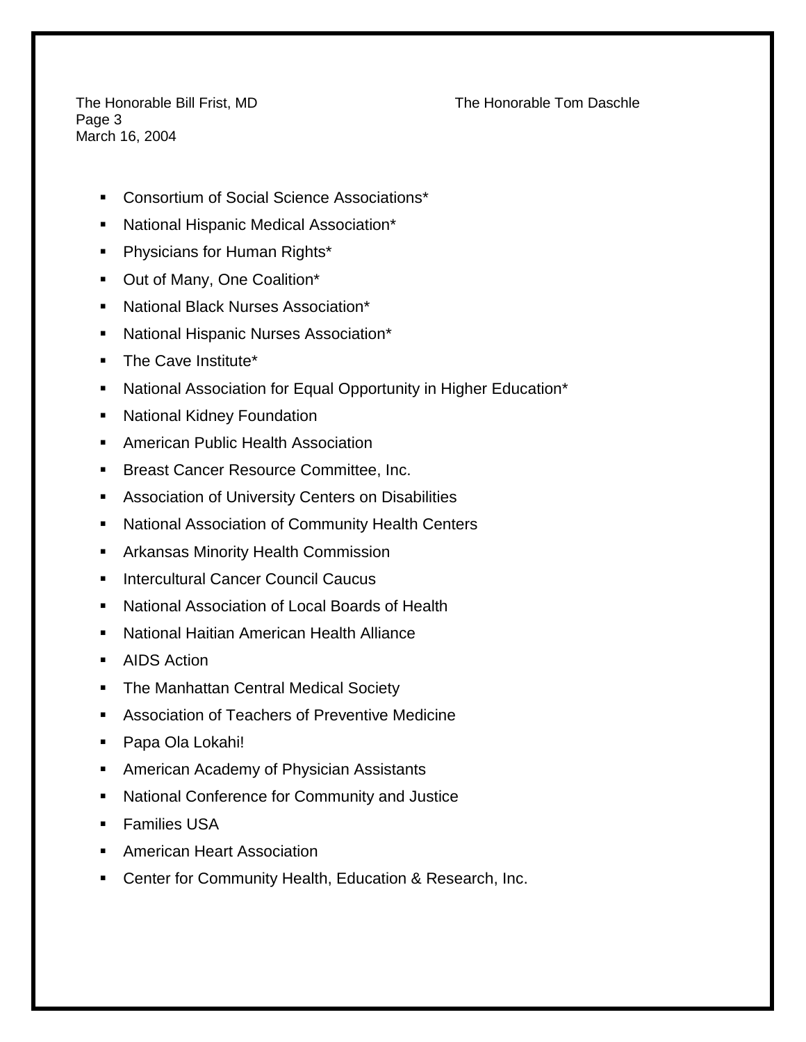- Consortium of Social Science Associations*
- National Hispanic Medical Association*
- Physicians for Human Rights*
- Out of Many, One Coalition*
- National Black Nurses Association*
- National Hispanic Nurses Association*
- The Cave Institute*
- National Association for Equal Opportunity in Higher Education*
- National Kidney Foundation
- American Public Health Association
- Breast Cancer Resource Committee, Inc.
- Association of University Centers on Disabilities
- National Association of Community Health Centers
- Arkansas Minority Health Commission
- Intercultural Cancer Council Caucus
- National Association of Local Boards of Health
- National Haitian American Health Alliance
- AIDS Action
- The Manhattan Central Medical Society
- Association of Teachers of Preventive Medicine
- Papa Ola Lokahi!
- American Academy of Physician Assistants
- National Conference for Community and Justice
- Families USA
- American Heart Association
- Center for Community Health, Education & Research, Inc.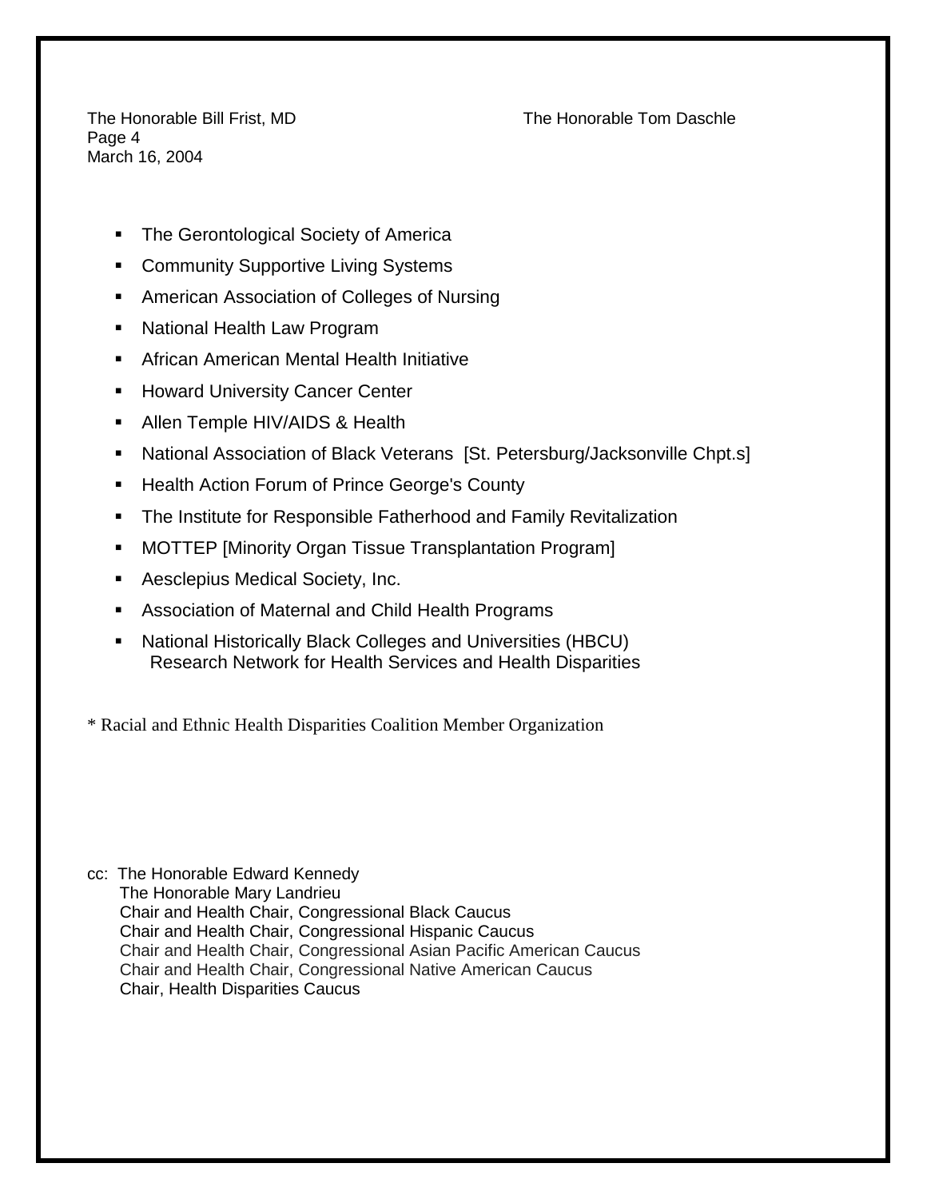- The Gerontological Society of America
- Community Supportive Living Systems
- American Association of Colleges of Nursing
- National Health Law Program
- African American Mental Health Initiative
- Howard University Cancer Center
- Allen Temple HIV/AIDS & Health
- National Association of Black Veterans [St. Petersburg/Jacksonville Chpt.s]
- Health Action Forum of Prince George's County
- The Institute for Responsible Fatherhood and Family Revitalization
- MOTTEP [Minority Organ Tissue Transplantation Program]
- Aesclepius Medical Society, Inc.
- Association of Maternal and Child Health Programs
- National Historically Black Colleges and Universities (HBCU) Research Network for Health Services and Health Disparities

* Racial and Ethnic Health Disparities Coalition Member Organization

cc: The Honorable Edward Kennedy
The Honorable Mary Landrieu
Chair and Health Chair, Congressional Black Caucus
Chair and Health Chair, Congressional Hispanic Caucus
Chair and Health Chair, Congressional Asian Pacific American Caucus
Chair and Health Chair, Congressional Native American Caucus
Chair, Health Disparities Caucus